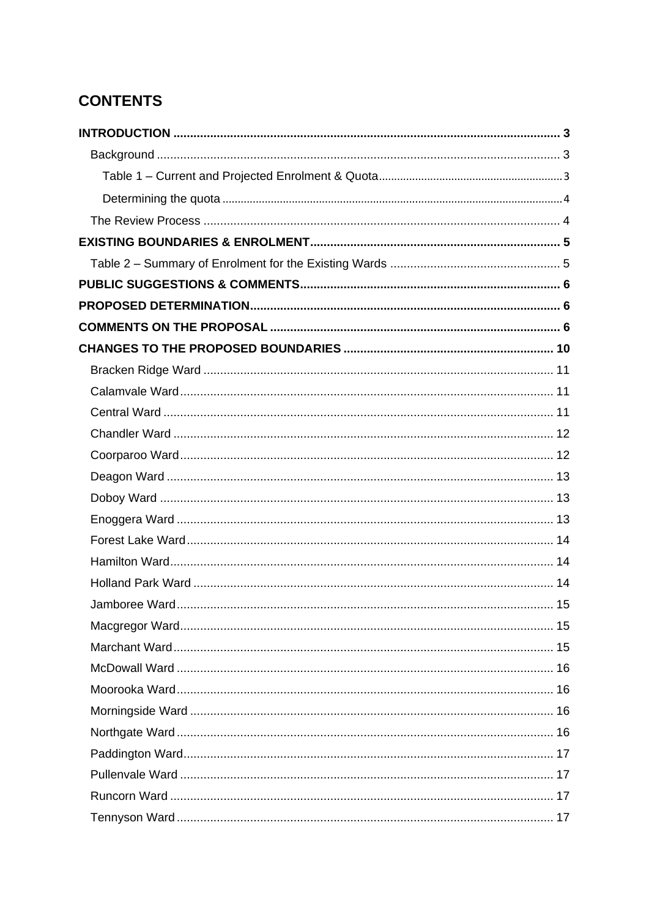# CONTENTS

**INTRODUCTION** ... 3

- Background ... 3
  - Table 1 – Current and Projected Enrolment & Quota ... 3
  - Determining the quota ... 4
- The Review Process ... 4

**EXISTING BOUNDARIES & ENROLMENT** ... 5

- Table 2 – Summary of Enrolment for the Existing Wards ... 5

**PUBLIC SUGGESTIONS & COMMENTS** ... 6

**PROPOSED DETERMINATION** ... 6

**COMMENTS ON THE PROPOSAL** ... 6

**CHANGES TO THE PROPOSED BOUNDARIES** ... 10

- Bracken Ridge Ward ... 11
- Calamvale Ward ... 11
- Central Ward ... 11
- Chandler Ward ... 12
- Coorparoo Ward ... 12
- Deagon Ward ... 13
- Doboy Ward ... 13
- Enoggera Ward ... 13
- Forest Lake Ward ... 14
- Hamilton Ward ... 14
- Holland Park Ward ... 14
- Jamboree Ward ... 15
- Macgregor Ward ... 15
- Marchant Ward ... 15
- McDowall Ward ... 16
- Moorooka Ward ... 16
- Morningside Ward ... 16
- Northgate Ward ... 16
- Paddington Ward ... 17
- Pullenvale Ward ... 17
- Runcorn Ward ... 17
- Tennyson Ward ... 17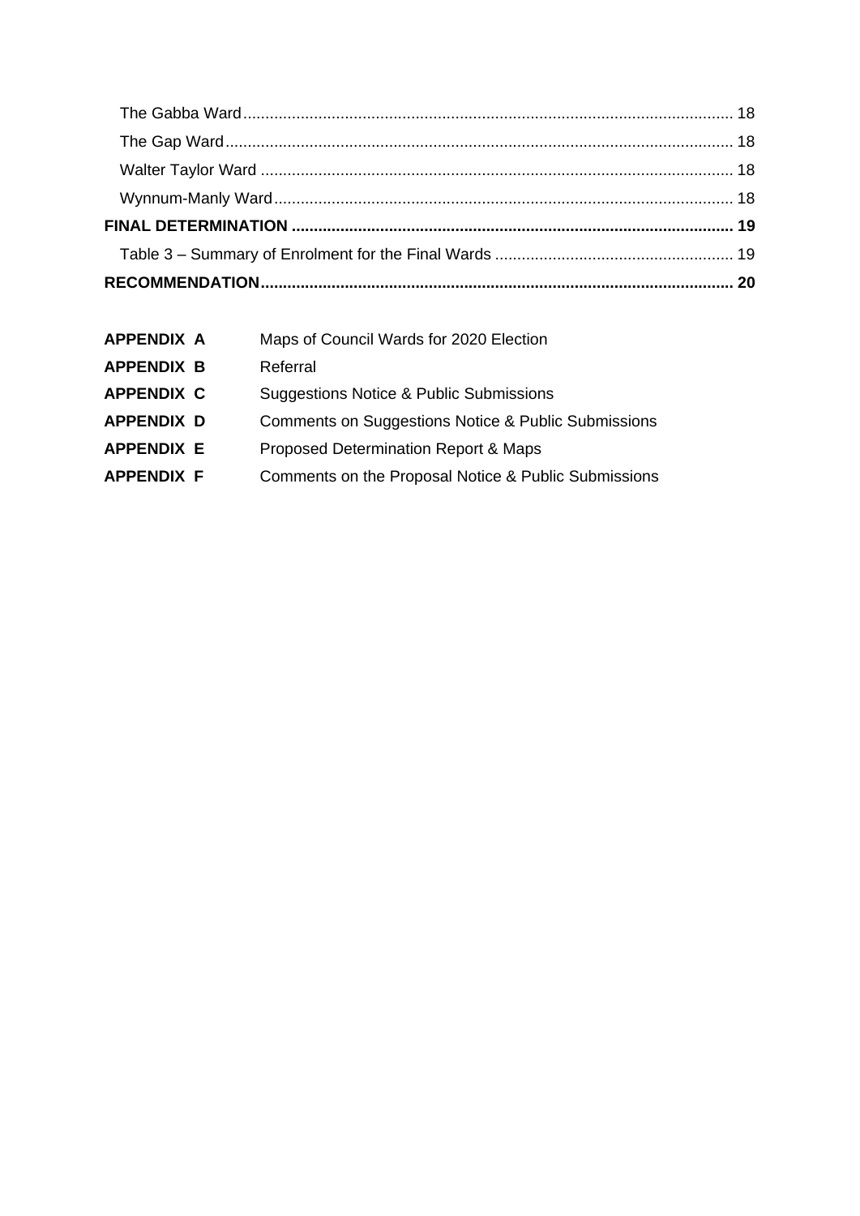The Gabba Ward .............................................................................................................. 18

The Gap Ward .................................................................................................................. 18

Walter Taylor Ward .......................................................................................................... 18

Wynnum-Manly Ward ....................................................................................................... 18

**FINAL DETERMINATION ................................................................................................... 19**

Table 3 – Summary of Enrolment for the Final Wards ...................................................... 19

**RECOMMENDATION ......................................................................................................... 20**

| | |
|---|---|
| **APPENDIX A** | Maps of Council Wards for 2020 Election |
| **APPENDIX B** | Referral |
| **APPENDIX C** | Suggestions Notice & Public Submissions |
| **APPENDIX D** | Comments on Suggestions Notice & Public Submissions |
| **APPENDIX E** | Proposed Determination Report & Maps |
| **APPENDIX F** | Comments on the Proposal Notice & Public Submissions |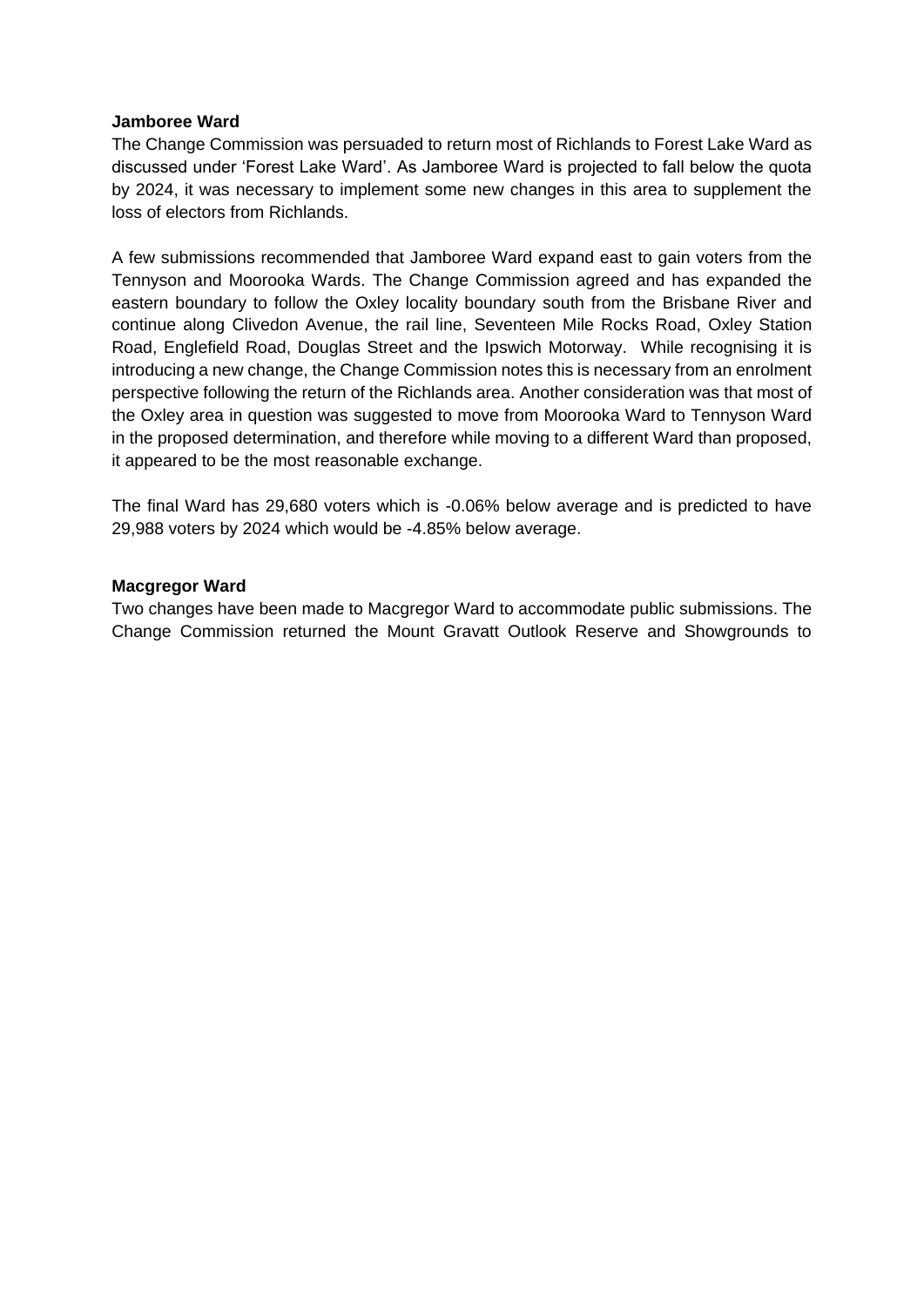**Jamboree Ward**

The Change Commission was persuaded to return most of Richlands to Forest Lake Ward as discussed under 'Forest Lake Ward'. As Jamboree Ward is projected to fall below the quota by 2024, it was necessary to implement some new changes in this area to supplement the loss of electors from Richlands.

A few submissions recommended that Jamboree Ward expand east to gain voters from the Tennyson and Moorooka Wards. The Change Commission agreed and has expanded the eastern boundary to follow the Oxley locality boundary south from the Brisbane River and continue along Clivedon Avenue, the rail line, Seventeen Mile Rocks Road, Oxley Station Road, Englefield Road, Douglas Street and the Ipswich Motorway. While recognising it is introducing a new change, the Change Commission notes this is necessary from an enrolment perspective following the return of the Richlands area. Another consideration was that most of the Oxley area in question was suggested to move from Moorooka Ward to Tennyson Ward in the proposed determination, and therefore while moving to a different Ward than proposed, it appeared to be the most reasonable exchange.

The final Ward has 29,680 voters which is -0.06% below average and is predicted to have 29,988 voters by 2024 which would be -4.85% below average.

**Macgregor Ward**

Two changes have been made to Macgregor Ward to accommodate public submissions. The Change Commission returned the Mount Gravatt Outlook Reserve and Showgrounds to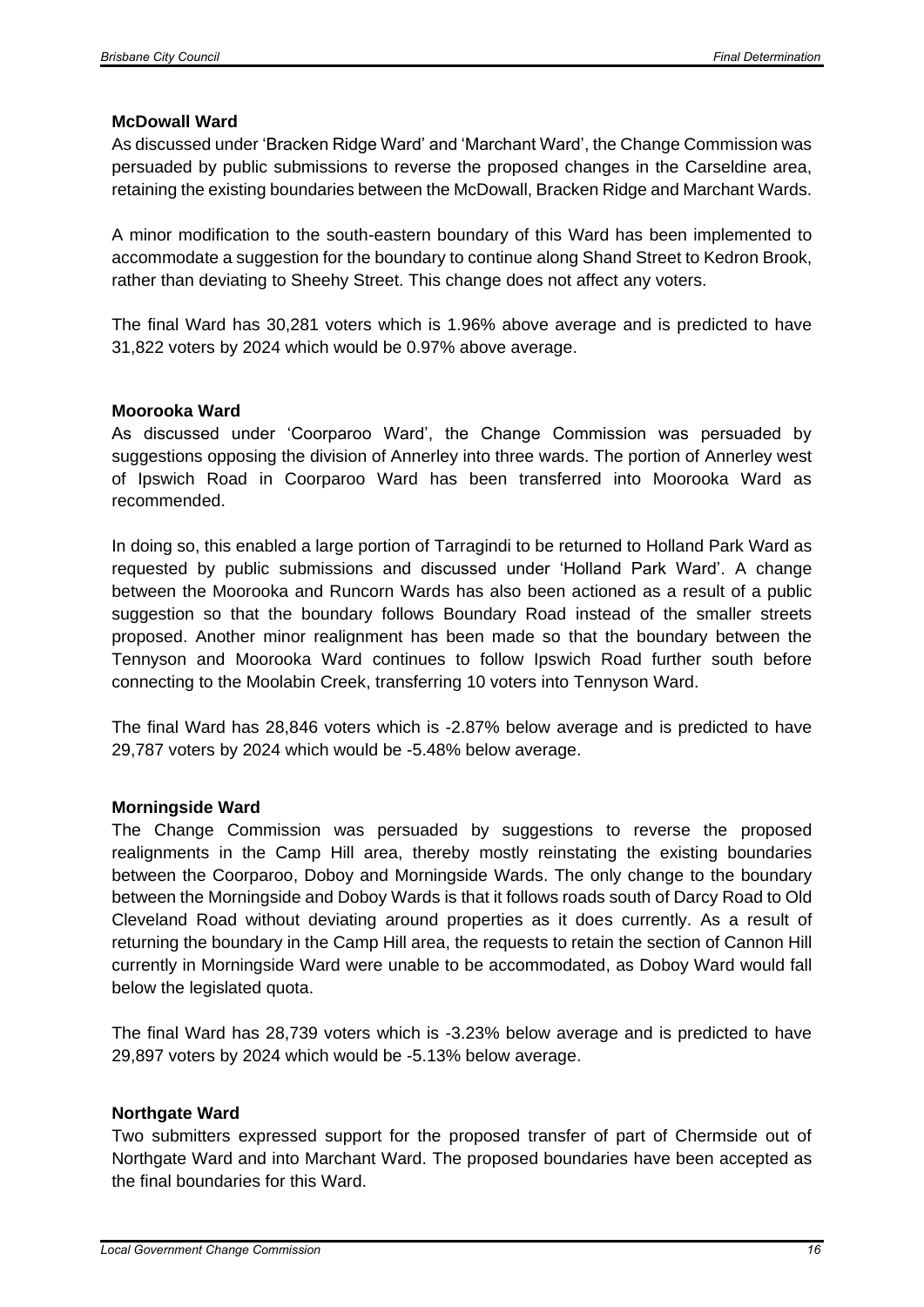**McDowall Ward**

As discussed under 'Bracken Ridge Ward' and 'Marchant Ward', the Change Commission was persuaded by public submissions to reverse the proposed changes in the Carseldine area, retaining the existing boundaries between the McDowall, Bracken Ridge and Marchant Wards.

A minor modification to the south-eastern boundary of this Ward has been implemented to accommodate a suggestion for the boundary to continue along Shand Street to Kedron Brook, rather than deviating to Sheehy Street. This change does not affect any voters.

The final Ward has 30,281 voters which is 1.96% above average and is predicted to have 31,822 voters by 2024 which would be 0.97% above average.

**Moorooka Ward**

As discussed under 'Coorparoo Ward', the Change Commission was persuaded by suggestions opposing the division of Annerley into three wards. The portion of Annerley west of Ipswich Road in Coorparoo Ward has been transferred into Moorooka Ward as recommended.

In doing so, this enabled a large portion of Tarragindi to be returned to Holland Park Ward as requested by public submissions and discussed under 'Holland Park Ward'. A change between the Moorooka and Runcorn Wards has also been actioned as a result of a public suggestion so that the boundary follows Boundary Road instead of the smaller streets proposed. Another minor realignment has been made so that the boundary between the Tennyson and Moorooka Ward continues to follow Ipswich Road further south before connecting to the Moolabin Creek, transferring 10 voters into Tennyson Ward.

The final Ward has 28,846 voters which is -2.87% below average and is predicted to have 29,787 voters by 2024 which would be -5.48% below average.

**Morningside Ward**

The Change Commission was persuaded by suggestions to reverse the proposed realignments in the Camp Hill area, thereby mostly reinstating the existing boundaries between the Coorparoo, Doboy and Morningside Wards. The only change to the boundary between the Morningside and Doboy Wards is that it follows roads south of Darcy Road to Old Cleveland Road without deviating around properties as it does currently. As a result of returning the boundary in the Camp Hill area, the requests to retain the section of Cannon Hill currently in Morningside Ward were unable to be accommodated, as Doboy Ward would fall below the legislated quota.

The final Ward has 28,739 voters which is -3.23% below average and is predicted to have 29,897 voters by 2024 which would be -5.13% below average.

**Northgate Ward**

Two submitters expressed support for the proposed transfer of part of Chermside out of Northgate Ward and into Marchant Ward. The proposed boundaries have been accepted as the final boundaries for this Ward.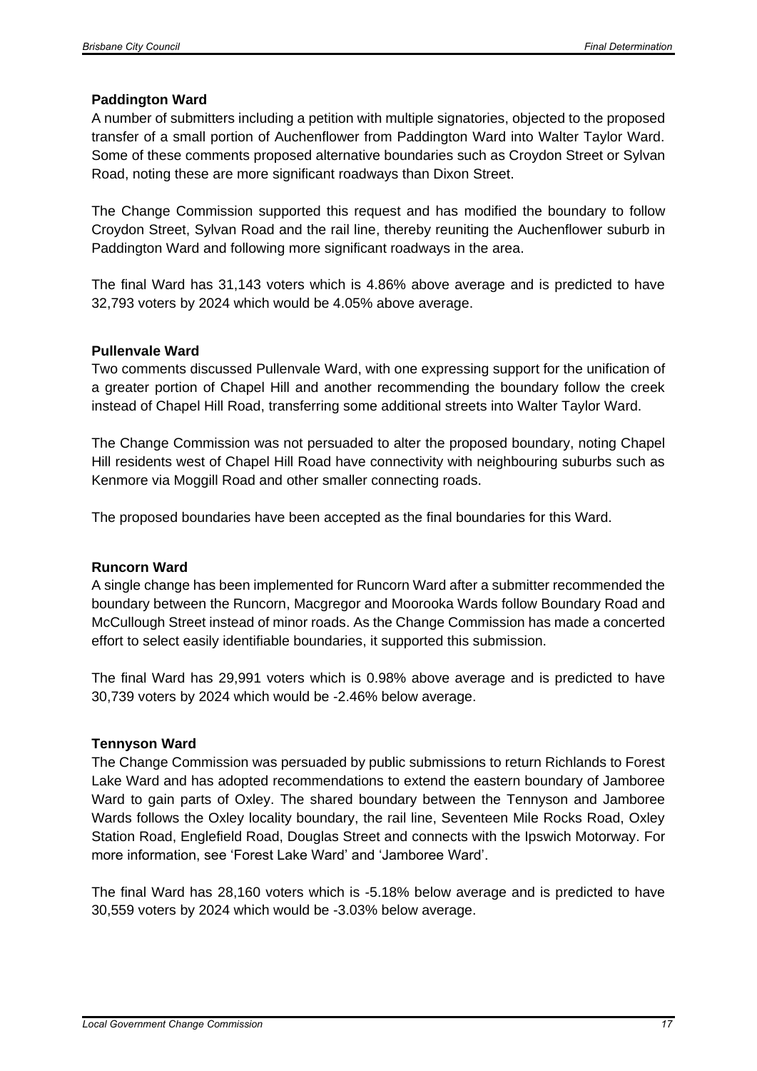**Paddington Ward**

A number of submitters including a petition with multiple signatories, objected to the proposed transfer of a small portion of Auchenflower from Paddington Ward into Walter Taylor Ward. Some of these comments proposed alternative boundaries such as Croydon Street or Sylvan Road, noting these are more significant roadways than Dixon Street.

The Change Commission supported this request and has modified the boundary to follow Croydon Street, Sylvan Road and the rail line, thereby reuniting the Auchenflower suburb in Paddington Ward and following more significant roadways in the area.

The final Ward has 31,143 voters which is 4.86% above average and is predicted to have 32,793 voters by 2024 which would be 4.05% above average.

**Pullenvale Ward**

Two comments discussed Pullenvale Ward, with one expressing support for the unification of a greater portion of Chapel Hill and another recommending the boundary follow the creek instead of Chapel Hill Road, transferring some additional streets into Walter Taylor Ward.

The Change Commission was not persuaded to alter the proposed boundary, noting Chapel Hill residents west of Chapel Hill Road have connectivity with neighbouring suburbs such as Kenmore via Moggill Road and other smaller connecting roads.

The proposed boundaries have been accepted as the final boundaries for this Ward.

**Runcorn Ward**

A single change has been implemented for Runcorn Ward after a submitter recommended the boundary between the Runcorn, Macgregor and Moorooka Wards follow Boundary Road and McCullough Street instead of minor roads. As the Change Commission has made a concerted effort to select easily identifiable boundaries, it supported this submission.

The final Ward has 29,991 voters which is 0.98% above average and is predicted to have 30,739 voters by 2024 which would be -2.46% below average.

**Tennyson Ward**

The Change Commission was persuaded by public submissions to return Richlands to Forest Lake Ward and has adopted recommendations to extend the eastern boundary of Jamboree Ward to gain parts of Oxley. The shared boundary between the Tennyson and Jamboree Wards follows the Oxley locality boundary, the rail line, Seventeen Mile Rocks Road, Oxley Station Road, Englefield Road, Douglas Street and connects with the Ipswich Motorway. For more information, see 'Forest Lake Ward' and 'Jamboree Ward'.

The final Ward has 28,160 voters which is -5.18% below average and is predicted to have 30,559 voters by 2024 which would be -3.03% below average.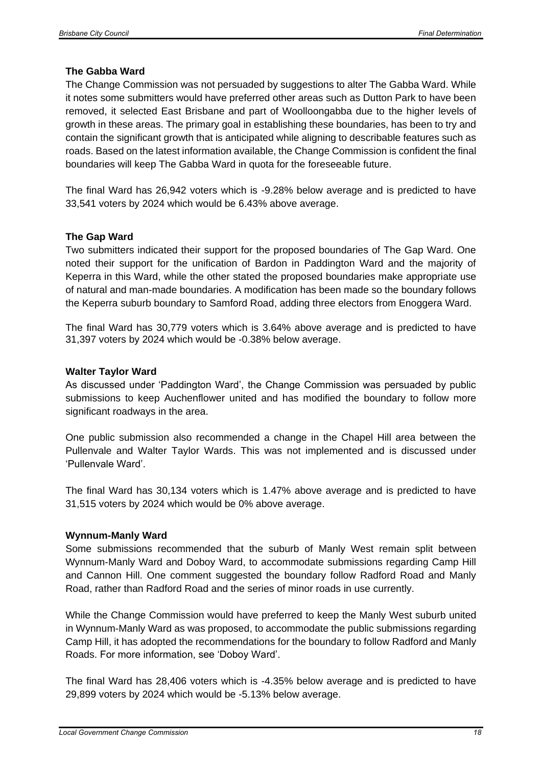### The Gabba Ward

The Change Commission was not persuaded by suggestions to alter The Gabba Ward. While it notes some submitters would have preferred other areas such as Dutton Park to have been removed, it selected East Brisbane and part of Woolloongabba due to the higher levels of growth in these areas. The primary goal in establishing these boundaries, has been to try and contain the significant growth that is anticipated while aligning to describable features such as roads. Based on the latest information available, the Change Commission is confident the final boundaries will keep The Gabba Ward in quota for the foreseeable future.

The final Ward has 26,942 voters which is -9.28% below average and is predicted to have 33,541 voters by 2024 which would be 6.43% above average.

### The Gap Ward

Two submitters indicated their support for the proposed boundaries of The Gap Ward. One noted their support for the unification of Bardon in Paddington Ward and the majority of Keperra in this Ward, while the other stated the proposed boundaries make appropriate use of natural and man-made boundaries. A modification has been made so the boundary follows the Keperra suburb boundary to Samford Road, adding three electors from Enoggera Ward.

The final Ward has 30,779 voters which is 3.64% above average and is predicted to have 31,397 voters by 2024 which would be -0.38% below average.

### Walter Taylor Ward

As discussed under 'Paddington Ward', the Change Commission was persuaded by public submissions to keep Auchenflower united and has modified the boundary to follow more significant roadways in the area.

One public submission also recommended a change in the Chapel Hill area between the Pullenvale and Walter Taylor Wards. This was not implemented and is discussed under 'Pullenvale Ward'.

The final Ward has 30,134 voters which is 1.47% above average and is predicted to have 31,515 voters by 2024 which would be 0% above average.

### Wynnum-Manly Ward

Some submissions recommended that the suburb of Manly West remain split between Wynnum-Manly Ward and Doboy Ward, to accommodate submissions regarding Camp Hill and Cannon Hill. One comment suggested the boundary follow Radford Road and Manly Road, rather than Radford Road and the series of minor roads in use currently.

While the Change Commission would have preferred to keep the Manly West suburb united in Wynnum-Manly Ward as was proposed, to accommodate the public submissions regarding Camp Hill, it has adopted the recommendations for the boundary to follow Radford and Manly Roads. For more information, see 'Doboy Ward'.

The final Ward has 28,406 voters which is -4.35% below average and is predicted to have 29,899 voters by 2024 which would be -5.13% below average.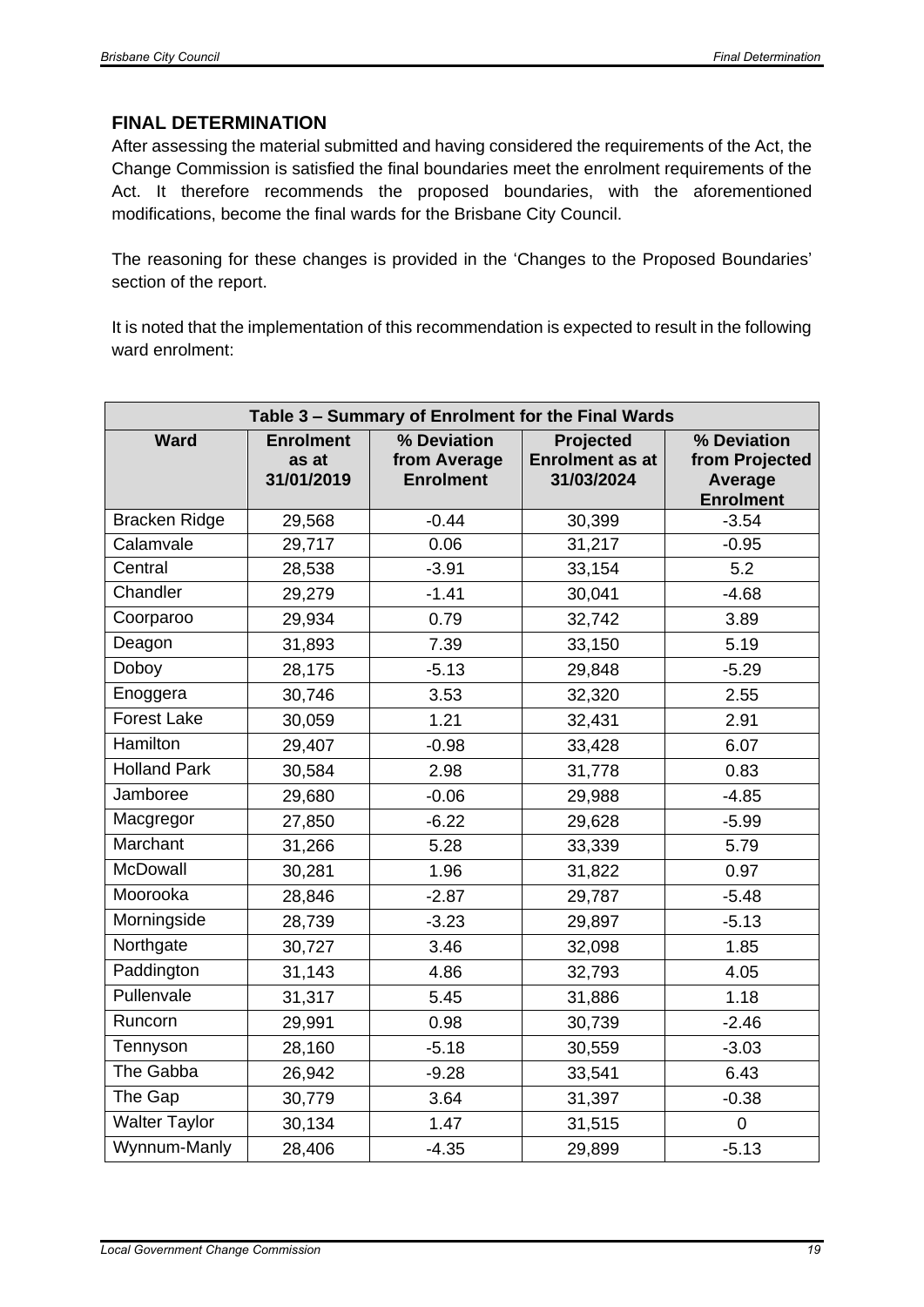## FINAL DETERMINATION

After assessing the material submitted and having considered the requirements of the Act, the Change Commission is satisfied the final boundaries meet the enrolment requirements of the Act. It therefore recommends the proposed boundaries, with the aforementioned modifications, become the final wards for the Brisbane City Council.

The reasoning for these changes is provided in the 'Changes to the Proposed Boundaries' section of the report.

It is noted that the implementation of this recommendation is expected to result in the following ward enrolment:

**Table 3 – Summary of Enrolment for the Final Wards**

| Ward | Enrolment as at 31/01/2019 | % Deviation from Average Enrolment | Projected Enrolment as at 31/03/2024 | % Deviation from Projected Average Enrolment |
|---|---|---|---|---|
| Bracken Ridge | 29,568 | -0.44 | 30,399 | -3.54 |
| Calamvale | 29,717 | 0.06 | 31,217 | -0.95 |
| Central | 28,538 | -3.91 | 33,154 | 5.2 |
| Chandler | 29,279 | -1.41 | 30,041 | -4.68 |
| Coorparoo | 29,934 | 0.79 | 32,742 | 3.89 |
| Deagon | 31,893 | 7.39 | 33,150 | 5.19 |
| Doboy | 28,175 | -5.13 | 29,848 | -5.29 |
| Enoggera | 30,746 | 3.53 | 32,320 | 2.55 |
| Forest Lake | 30,059 | 1.21 | 32,431 | 2.91 |
| Hamilton | 29,407 | -0.98 | 33,428 | 6.07 |
| Holland Park | 30,584 | 2.98 | 31,778 | 0.83 |
| Jamboree | 29,680 | -0.06 | 29,988 | -4.85 |
| Macgregor | 27,850 | -6.22 | 29,628 | -5.99 |
| Marchant | 31,266 | 5.28 | 33,339 | 5.79 |
| McDowall | 30,281 | 1.96 | 31,822 | 0.97 |
| Moorooka | 28,846 | -2.87 | 29,787 | -5.48 |
| Morningside | 28,739 | -3.23 | 29,897 | -5.13 |
| Northgate | 30,727 | 3.46 | 32,098 | 1.85 |
| Paddington | 31,143 | 4.86 | 32,793 | 4.05 |
| Pullenvale | 31,317 | 5.45 | 31,886 | 1.18 |
| Runcorn | 29,991 | 0.98 | 30,739 | -2.46 |
| Tennyson | 28,160 | -5.18 | 30,559 | -3.03 |
| The Gabba | 26,942 | -9.28 | 33,541 | 6.43 |
| The Gap | 30,779 | 3.64 | 31,397 | -0.38 |
| Walter Taylor | 30,134 | 1.47 | 31,515 | 0 |
| Wynnum-Manly | 28,406 | -4.35 | 29,899 | -5.13 |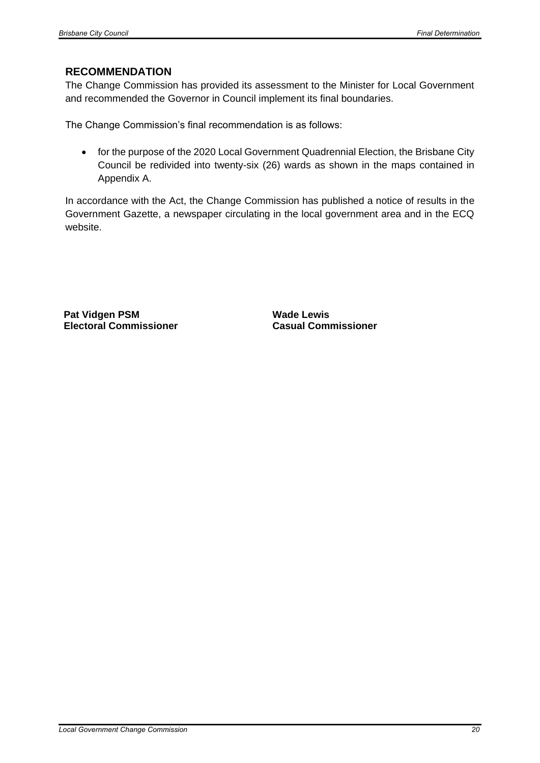## RECOMMENDATION

The Change Commission has provided its assessment to the Minister for Local Government and recommended the Governor in Council implement its final boundaries.

The Change Commission's final recommendation is as follows:

- for the purpose of the 2020 Local Government Quadrennial Election, the Brisbane City Council be redivided into twenty-six (26) wards as shown in the maps contained in Appendix A.

In accordance with the Act, the Change Commission has published a notice of results in the Government Gazette, a newspaper circulating in the local government area and in the ECQ website.

**Pat Vidgen PSM**
**Electoral Commissioner**

**Wade Lewis**
**Casual Commissioner**